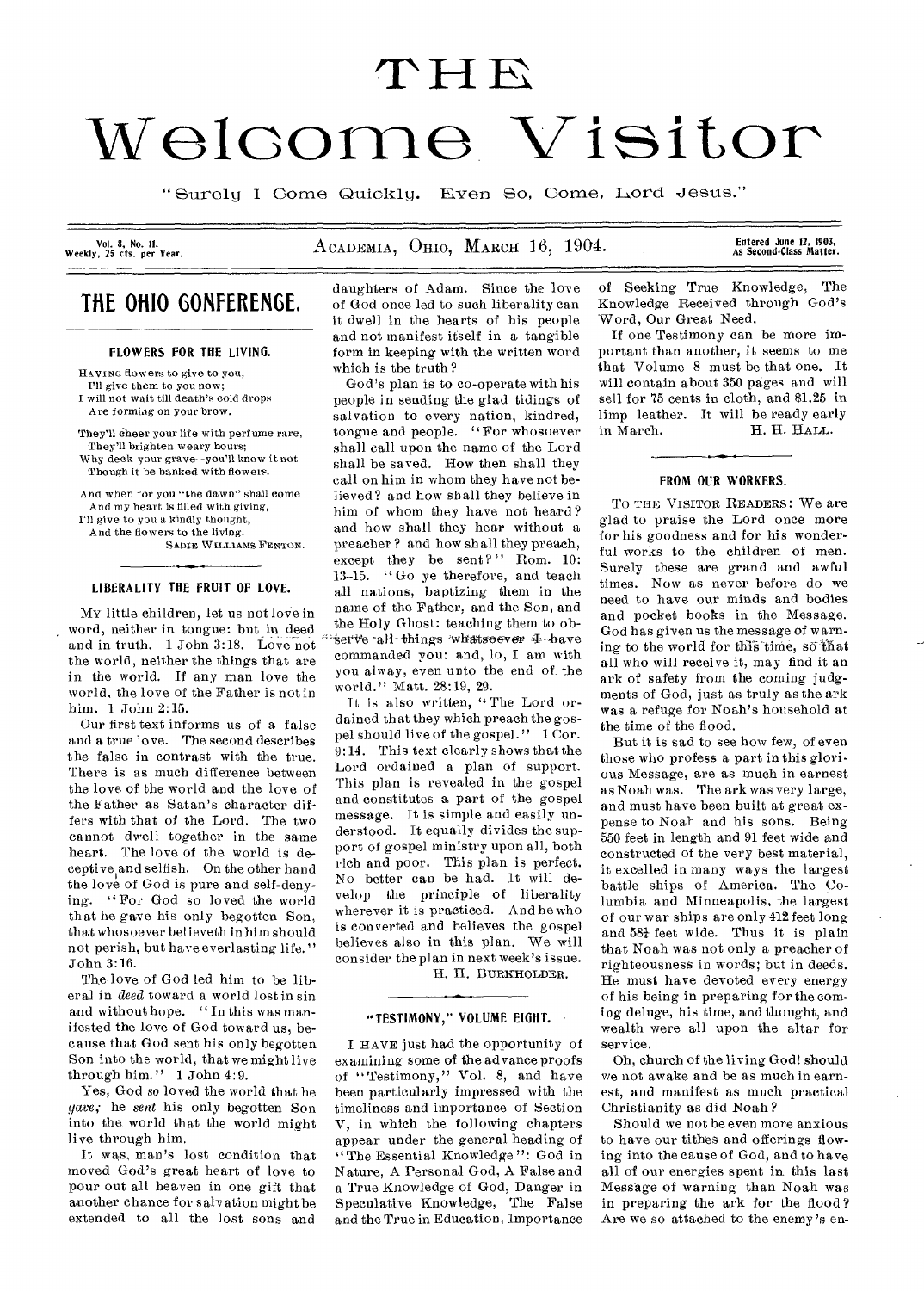# THE Welcome Visitor

"Surely I Come Quickly. Even So, Come, Lord Jesus."

Vol. 8, No. 11. Weekly, 25 cts. per Year. — ACADEMIA, OHIO, MARCH 16, 1904. — Entered June 12, 1903, As Second-Class Matter.

## THE OHIO CONFERENCE.

### FLOWERS FOR THE LIVING.

HAVING flowers to give to you,
I'll give them to you now;
I will not wait till death's cold drops
Are forming on your brow.

They'll cheer your life with perfume rare,
They'll brighten weary hours;
Why deck your grave—you'll know it not
Though it be banked with flowers.

And when for you "the dawn" shall come
And my heart is filled with giving,
I'll give to you a kindly thought,
And the flowers to the living.

SADIE WILLIAMS FENTON.

### LIBERALITY THE FRUIT OF LOVE.

MY little children, let us not love in word, neither in tongue: but in deed and in truth. 1 John 3:18. Love not the world, neither the things that are in the world. If any man love the world, the love of the Father is not in him. 1 John 2:15.

Our first text informs us of a false and a true love. The second describes the false in contrast with the true. There is as much difference between the love of the world and the love of the Father as Satan's character differs with that of the Lord. The two cannot dwell together in the same heart. The love of the world is deceptive and selfish. On the other hand the love of God is pure and self-denying. "For God so loved the world that he gave his only begotten Son, that whosoever believeth in him should not perish, but have everlasting life." John 3:16.

The love of God led him to be liberal in *deed* toward a world lost in sin and without hope. "In this was manifested the love of God toward us, because that God sent his only begotten Son into the world, that we might live through him." 1 John 4:9.

Yes, God *so* loved the world that he *gave;* he *sent* his only begotten Son into the world that the world might live through him.

It was man's lost condition that moved God's great heart of love to pour out all heaven in one gift that another chance for salvation might be extended to all the lost sons and daughters of Adam. Since the love of God once led to such liberality can it dwell in the hearts of his people and not manifest itself in a tangible form in keeping with the written word which is the truth?

God's plan is to co-operate with his people in sending the glad tidings of salvation to every nation, kindred, tongue and people. "For whosoever shall call upon the name of the Lord shall be saved. How then shall they call on him in whom they have not believed? and how shall they believe in him of whom they have not heard? and how shall they hear without a preacher? and how shall they preach, except they be sent?" Rom. 10: 13-15. "Go ye therefore, and teach all nations, baptizing them in the name of the Father, and the Son, and the Holy Ghost: teaching them to observe all things whatsoever I have commanded you: and, lo, I am with you alway, even unto the end of the world." Matt. 28:19, 20.

It is also written, "The Lord ordained that they which preach the gospel should live of the gospel." 1 Cor. 9:14. This text clearly shows that the Lord ordained a plan of support. This plan is revealed in the gospel and constitutes a part of the gospel message. It is simple and easily understood. It equally divides the support of gospel ministry upon all, both rich and poor. This plan is perfect. No better can be had. It will develop the principle of liberality wherever it is practiced. And he who is converted and believes the gospel believes also in this plan. We will consider the plan in next week's issue.

H. H. BURKHOLDER.

### "TESTIMONY," VOLUME EIGHT.

I HAVE just had the opportunity of examining some of the advance proofs of "Testimony," Vol. 8, and have been particularly impressed with the timeliness and importance of Section V, in which the following chapters appear under the general heading of "The Essential Knowledge": God in Nature, A Personal God, A False and a True Knowledge of God, Danger in Speculative Knowledge, The False and the True in Education, Importance of Seeking True Knowledge, The Knowledge Received through God's Word, Our Great Need.

If one Testimony can be more important than another, it seems to me that Volume 8 must be that one. It will contain about 350 pages and will sell for 75 cents in cloth, and $1.25 in limp leather. It will be ready early in March.

H. H. HALL.

### FROM OUR WORKERS.

TO THE VISITOR READERS: We are glad to praise the Lord once more for his goodness and for his wonderful works to the children of men. Surely these are grand and awful times. Now as never before do we need to have our minds and bodies and pocket books in the Message. God has given us the message of warning to the world for this time, so that all who will receive it, may find it an ark of safety from the coming judgments of God, just as truly as the ark was a refuge for Noah's household at the time of the flood.

But it is sad to see how few, of even those who profess a part in this glorious Message, are as much in earnest as Noah was. The ark was very large, and must have been built at great expense to Noah and his sons. Being 550 feet in length and 91 feet wide and constructed of the very best material, it excelled in many ways the largest battle ships of America. The Columbia and Minneapolis, the largest of our war ships are only 412 feet long and 58½ feet wide. Thus it is plain that Noah was not only a preacher of righteousness in words; but in deeds. He must have devoted every energy of his being in preparing for the coming deluge, his time, and thought, and wealth were all upon the altar for service.

Oh, church of the living God! should we not awake and be as much in earnest, and manifest as much practical Christianity as did Noah?

Should we not be even more anxious to have our tithes and offerings flowing into the cause of God, and to have all of our energies spent in this last Message of warning than Noah was in preparing the ark for the flood? Are we so attached to the enemy's en-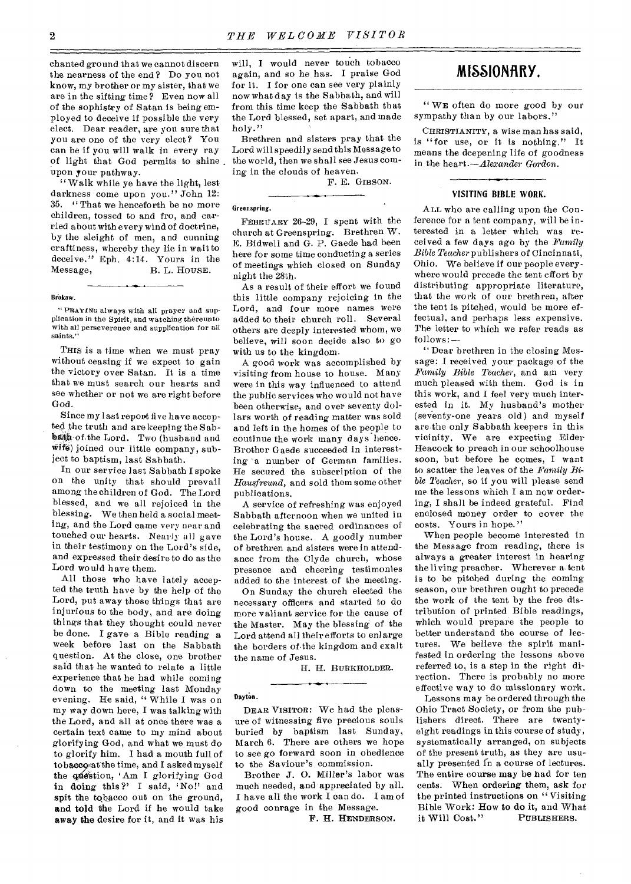chanted ground that we cannot discern the nearness of the end? Do you not know, my brother or my sister, that we are in the sifting time? Even now all of the sophistry of Satan is being employed to deceive if possible the very elect. Dear reader, are you sure that you are one of the very elect? You can be if you will walk in every ray of light that God permits to shine upon your pathway.

"Walk while ye have the light, lest darkness come upon you." John 12:35. "That we henceforth be no more children, tossed to and fro, and carried about with every wind of doctrine, by the sleight of men, and cunning craftiness, whereby they lie in wait to deceive." Eph. 4:14. Yours in the Message, B. L. HOUSE.

**Brokaw.**

"PRAYING always with all prayer and supplication in the Spirit, and watching thereunto with all perseverence and supplication for all saints."

THIS is a time when we must pray without ceasing if we expect to gain the victory over Satan. It is a time that we must search our hearts and see whether or not we are right before God.

Since my last report five have accepted the truth and are keeping the Sabbath of the Lord. Two (husband and wife) joined our little company, subject to baptism, last Sabbath.

In our service last Sabbath I spoke on the unity that should prevail among the children of God. The Lord blessed, and we all rejoiced in the blessing. We then held a social meeting, and the Lord came very near and touched our hearts. Nearly all gave in their testimony on the Lord's side, and expressed their desire to do as the Lord would have them.

All those who have lately accepted the truth have by the help of the Lord, put away those things that are injurious to the body, and are doing things that they thought could never be done. I gave a Bible reading a week before last on the Sabbath question. At the close, one brother said that he wanted to relate a little experience that he had while coming down to the meeting last Monday evening. He said, "While I was on my way down here, I was talking with the Lord, and all at once there was a certain text came to my mind about glorifying God, and what we must do to glorify him. I had a mouth full of tobacco at the time, and I asked myself the question, 'Am I glorifying God in doing this?' I said, 'No!' and spit the tobacco out on the ground, and told the Lord if he would take away the desire for it, and it was his will, I would never touch tobacco again, and so he has. I praise God for it. I for one can see very plainly now what day is the Sabbath, and will from this time keep the Sabbath that the Lord blessed, set apart, and made holy."

Brethren and sisters pray that the Lord will speedily send this Message to the world, then we shall see Jesus coming in the clouds of heaven.

F. E. GIBSON.

**Greenspring.**

FEBRUARY 26-29, I spent with the church at Greenspring. Brethren W. E. Bidwell and G. P. Gaede had been here for some time conducting a series of meetings which closed on Sunday night the 28th.

As a result of their effort we found this little company rejoicing in the Lord, and four more names were added to their church roll. Several others are deeply interested whom, we believe, will soon decide also to go with us to the kingdom.

A good work was accomplished by visiting from house to house. Many were in this way influenced to attend the public services who would not have been otherwise, and over seventy dollars worth of reading matter was sold and left in the homes of the people to coutinue the work many days hence. Brother Gaede succeeded in interesting a number of German families. He secured the subscription of the *Hausfreund*, and sold them some other publications.

A service of refreshing was enjoyed Sabbath afternoon when we united in celebrating the sacred ordinances of the Lord's house. A goodly number of brethren and sisters were in attendance from the Clyde church, whose presence and cheering testimonies added to the interest of the meeting.

On Sunday the church elected the necessary officers and started to do more valiant service for the cause of the Master. May the blessing of the Lord attend all their efforts to enlarge the borders of the kingdom and exalt the name of Jesus.

H. H. BURKHOLDER.

**Dayton.**

DEAR VISITOR: We had the pleasure of witnessing five precious souls buried by baptism last Sunday, March 6. There are others we hope to see go forward soon in obedience to the Saviour's commission.

Brother J. O. Miller's labor was much needed, and appreciated by all. I have all the work I can do. I am of good conrage in the Message.

F. H. HENDERSON.

# MISSIONARY.

"WE often do more good by our sympathy than by our labors."

CHRISTIANITY, a wise man has said, is "for use, or it is nothing." It means the deepening life of goodness in the heart.—*Alexander Gordon.*

## VISITING BIBLE WORK.

ALL who are calling upon the Conference for a tent company, will be interested in a letter which was received a few days ago by the *Family Bible Teacher* publishers of Cincinnati, Ohio. We believe if our people everywhere would precede the tent effort by distributing appropriate literature, that the work of our brethren, after the tent is pitched, would be more effectual, and perhaps less expensive. The letter to which we refer reads as follows:—

"Dear brethren in the closing Message: I received your package of the *Family Bible Teacher*, and am very much pleased with them. God is in this work, and I feel very much interested in it. My husband's mother (seventy-one years old) and myself are the only Sabbath keepers in this vicinity. We are expecting Elder Heacock to preach in our schoolhouse soon, but before he comes, I want to scatter the leaves of the *Family Bible Teacher*, so if you will please send me the lessons which I am now ordering, I shall be indeed grateful. Find enclosed money order to cover the costs. Yours in hope."

When people become interested in the Message from reading, there is always a greater interest in hearing the living preacher. Wherever a tent is to be pitched during the coming season, our brethren ought to precede the work of the tent by the free distribution of printed Bible readings, which would prepare the people to better understand the course of lectures. We believe the spirit manifested in ordering the lessons above referred to, is a step in the right direction. There is probably no more effective way to do missionary work.

Lessons may be ordered through the Ohio Tract Society, or from the publishers direct. There are twenty-eight readings in this course of study, systematically arranged, on subjects of the present truth, as they are usually presented in a course of lectures. The entire course may be had for ten cents. When ordering them, ask for the printed instructions on "Visiting Bible Work: How to do it, and What it Will Cost." PUBLISHERS.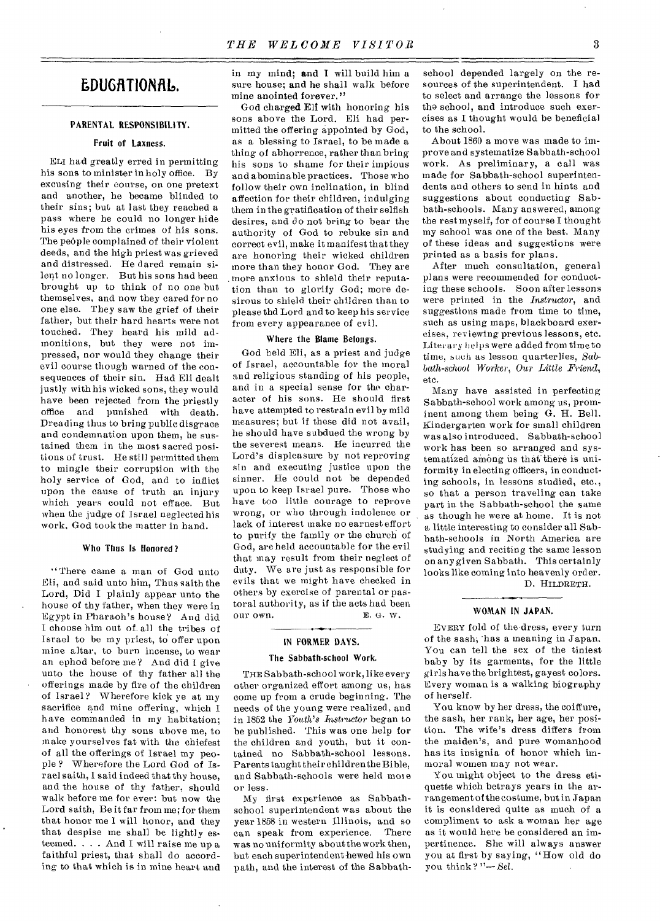# EDUCATIONAL.

## PARENTAL RESPONSIBILITY.

### Fruit of Laxness.

ELI had greatly erred in permitting his sons to minister in holy office. By excusing their course, on one pretext and another, he became blinded to their sins; but at last they reached a pass where he could no longer hide his eyes from the crimes of his sons. The people complained of their violent deeds, and the high priest was grieved and distressed. He dared remain silent no longer. But his sons had been brought up to think of no one but themselves, and now they cared for no one else. They saw the grief of their father, but their hard hearts were not touched. They heard his mild admonitions, but they were not impressed, nor would they change their evil course though warned of the consequences of their sin. Had Eli dealt justly with his wicked sons, they would have been rejected from the priestly office and punished with death. Dreading thus to bring public disgrace and condemnation upon them, he sustained them in the most sacred positions of trust. He still permitted them to mingle their corruption with the holy service of God, and to inflict upon the cause of truth an injury which years could not efface. But when the judge of Israel neglected his work, God took the matter in hand.

### Who Thus Is Honored?

"There came a man of God unto Eli, and said unto him, Thus saith the Lord, Did I plainly appear unto the house of thy father, when they were in Egypt in Pharaoh's house? And did I choose him out of all the tribes of Israel to be my priest, to offer upon mine altar, to burn incense, to wear an ephod before me? And did I give unto the house of thy father all the offerings made by fire of the children of Israel? Wherefore kick ye at my sacrifice and mine offering, which I have commanded in my habitation; and honorest thy sons above me, to make yourselves fat with the chiefest of all the offerings of Israel my people? Wherefore the Lord God of Israel saith, I said indeed that thy house, and the house of thy father, should walk before me for ever: but now the Lord saith, Be it far from me; for them that honor me I will honor, and they that despise me shall be lightly esteemed. . . . And I will raise me up a faithful priest, that shall do according to that which is in mine heart and in my mind; and I will build him a sure house; and he shall walk before mine anointed forever."

God charged Eli with honoring his sons above the Lord. Eli had permitted the offering appointed by God, as a blessing to Israel, to be made a thing of abhorrence, rather than bring his sons to shame for their impious and abominable practices. Those who follow their own inclination, in blind affection for their children, indulging them in the gratification of their selfish desires, and do not bring to bear the authority of God to rebuke sin and correct evil, make it manifest that they are honoring their wicked children more than they honor God. They are more anxious to shield their reputation than to glorify God; more desirous to shield their children than to please the Lord and to keep his service from every appearance of evil.

### Where the Blame Belongs.

God held Eli, as a priest and judge of Israel, accountable for the moral and religious standing of his people, and in a special sense for the character of his sons. He should first have attempted to restrain evil by mild measures; but if these did not avail, he should have subdued the wrong by the severest means. He incurred the Lord's displeasure by not reproving sin and executing justice upon the sinner. He could not be depended upon to keep Israel pure. Those who have too little courage to reprove wrong, or who through indolence or lack of interest make no earnest effort to purify the family or the church of God, are held accountable for the evil that may result from their neglect of duty. We are just as responsible for evils that we might have checked in others by exercise of parental or pastoral authority, as if the acts had been our own.

E. G. W.

## IN FORMER DAYS.

### The Sabbath-school Work.

THE Sabbath-school work, like every other organized effort among us, has come up from a crude beginning. The needs of the young were realized, and in 1852 the *Youth's Instructor* began to be published. This was one help for the children and youth, but it contained no Sabbath-school lessons. Parents taught their children the Bible, and Sabbath-schools were held more or less.

My first experience as Sabbath-school superintendent was about the year 1858 in western Illinois, and so can speak from experience. There was no uniformity about the work then, but each superintendent hewed his own path, and the interest of the Sabbath-school depended largely on the resources of the superintendent. I had to select and arrange the lessons for the school, and introduce such exercises as I thought would be beneficial to the school.

About 1860 a move was made to improve and systematize Sabbath-school work. As preliminary, a call was made for Sabbath-school superintendents and others to send in hints and suggestions about conducting Sabbath-schools. Many answered, among the rest myself, for of course I thought my school was one of the best. Many of these ideas and suggestions were printed as a basis for plans.

After much consultation, general plans were recommended for conducting these schools. Soon after lessons were printed in the *Instructor*, and suggestions made from time to time, such as using maps, blackboard exercises, reviewing previous lessons, etc. Literary helps were added from time to time, such as lesson quarterlies, *Sabbath-school Worker*, *Our Little Friend*, etc.

Many have assisted in perfecting Sabbath-school work among us, prominent among them being G. H. Bell. Kindergarten work for small children was also introduced. Sabbath-school work has been so arranged and systematized among us that there is uniformity in electing officers, in conducting schools, in lessons studied, etc., so that a person traveling can take part in the Sabbath-school the same as though he were at home. It is not a little interesting to consider all Sabbath-schools in North America are studying and reciting the same lesson on any given Sabbath. This certainly looks like coming into heavenly order.

D. HILDRETH.

## WOMAN IN JAPAN.

EVERY fold of the dress, every turn of the sash, has a meaning in Japan. You can tell the sex of the tiniest baby by its garments, for the little girls have the brightest, gayest colors. Every woman is a walking biography of herself.

You know by her dress, the coiffure, the sash, her rank, her age, her position. The wife's dress differs from the maiden's, and pure womanhood has its insignia of honor which immoral women may not wear.

You might object to the dress etiquette which betrays years in the arrangement of the costume, but in Japan it is considered quite as much of a compliment to ask a woman her age as it would here be considered an impertinence. She will always answer you at first by saying, "How old do you think?"—*Sel.*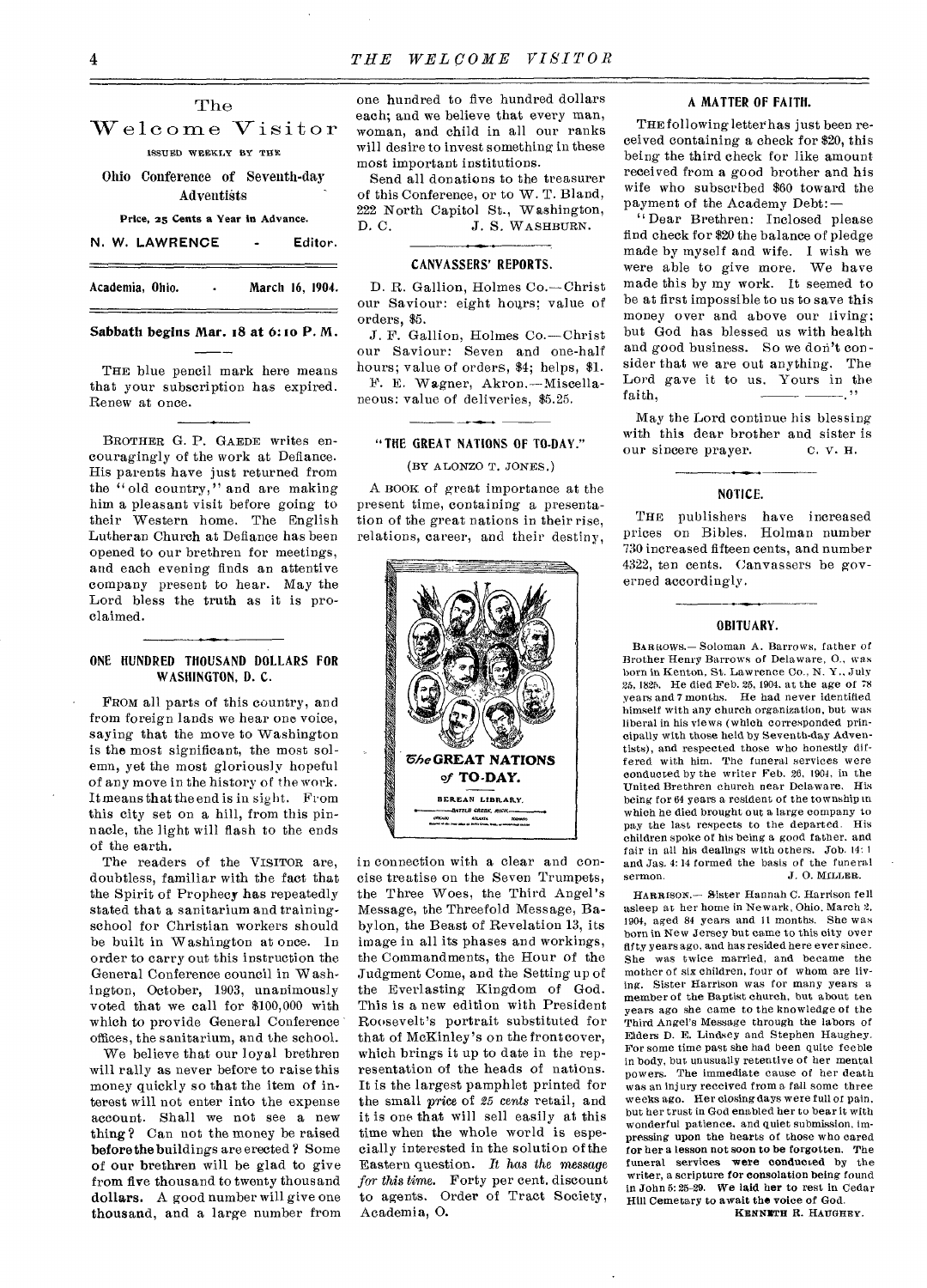# The Welcome Visitor

ISSUED WEEKLY BY THE

Ohio Conference of Seventh-day Adventists

Price, 25 Cents a Year in Advance.

N. W. LAWRENCE - Editor.

Academia, Ohio. - March 16, 1904.

**Sabbath begins Mar. 18 at 6:10 P. M.**

THE blue pencil mark here means that your subscription has expired. Renew at once.

BROTHER G. P. GAEDE writes encouragingly of the work at Defiance. His parents have just returned from the "old country," and are making him a pleasant visit before going to their Western home. The English Lutheran Church at Defiance has been opened to our brethren for meetings, and each evening finds an attentive company present to hear. May the Lord bless the truth as it is proclaimed.

## ONE HUNDRED THOUSAND DOLLARS FOR WASHINGTON, D. C.

FROM all parts of this country, and from foreign lands we hear one voice, saying that the move to Washington is the most significant, the most solemn, yet the most gloriously hopeful of any move in the history of the work. It means that the end is in sight. From this city set on a hill, from this pinnacle, the light will flash to the ends of the earth.

The readers of the VISITOR are, doubtless, familiar with the fact that the Spirit of Prophecy has repeatedly stated that a sanitarium and training-school for Christian workers should be built in Washington at once. In order to carry out this instruction the General Conference council in Washington, October, 1903, unanimously voted that we call for $100,000 with which to provide General Conference offices, the sanitarium, and the school.

We believe that our loyal brethren will rally as never before to raise this money quickly so that the item of interest will not enter into the expense account. Shall we not see a new thing? Can not the money be raised before the buildings are erected? Some of our brethren will be glad to give from five thousand to twenty thousand dollars. A good number will give one thousand, and a large number from one hundred to five hundred dollars each; and we believe that every man, woman, and child in all our ranks will desire to invest something in these most important institutions.

Send all donations to the treasurer of this Conference, or to W. T. Bland, 222 North Capitol St., Washington, D. C. J. S. WASHBURN.

## CANVASSERS' REPORTS.

D. R. Gallion, Holmes Co.—Christ our Saviour: eight hours; value of orders, $5.

J. F. Gallion, Holmes Co.—Christ our Saviour: Seven and one-half hours; value of orders, $4; helps, $1.

F. E. Wagner, Akron.—Miscellaneous: value of deliveries, $5.25.

## "THE GREAT NATIONS OF TO-DAY."

(BY ALONZO T. JONES.)

A BOOK of great importance at the present time, containing a presentation of the great nations in their rise, relations, career, and their destiny,

The GREAT NATIONS of TO-DAY.

BEREAN LIBRARY.

in connection with a clear and concise treatise on the Seven Trumpets, the Three Woes, the Third Angel's Message, the Threefold Message, Babylon, the Beast of Revelation 13, its image in all its phases and workings, the Commandments, the Hour of the Judgment Come, and the Setting up of the Everlasting Kingdom of God. This is a new edition with President Roosevelt's portrait substituted for that of McKinley's on the front cover, which brings it up to date in the representation of the heads of nations. It is the largest pamphlet printed for the small *price* of *25 cents* retail, and it is one that will sell easily at this time when the whole world is especially interested in the solution of the Eastern question. *It has the message for this time.* Forty per cent. discount to agents. Order of Tract Society, Academia, O.

## A MATTER OF FAITH.

THE following letter has just been received containing a check for $20, this being the third check for like amount received from a good brother and his wife who subscribed $60 toward the payment of the Academy Debt:—

"Dear Brethren: Inclosed please find check for $20 the balance of pledge made by myself and wife. I wish we were able to give more. We have made this by my work. It seemed to be at first impossible to us to save this money over and above our living; but God has blessed us with health and good business. So we don't consider that we are out anything. The Lord gave it to us. Yours in the faith, ——— ———."

May the Lord continue his blessing with this dear brother and sister is our sincere prayer. C. V. H.

## NOTICE.

THE publishers have increased prices on Bibles. Holman number 730 increased fifteen cents, and number 4322, ten cents. Canvassers be governed accordingly.

## OBITUARY.

BARROWS.—Soloman A. Barrows, father of Brother Henry Barrows of Delaware, O., was born in Kenton, St. Lawrence Co., N. Y., July 25, 1825. He died Feb. 25, 1904, at the age of 78 years and 7 months. He had never identified himself with any church organization, but was liberal in his views (which corresponded principally with those held by Seventh-day Adventists), and respected those who honestly differed with him. The funeral services were conducted by the writer Feb. 26, 1904, in the United Brethren church near Delaware. His being for 64 years a resident of the township in which he died brought out a large company to pay the last respects to the departed. His children spoke of his being a good father, and fair in all his dealings with others. Job. 14: 1 and Jas. 4: 14 formed the basis of the funeral sermon. J. O. MILLER.

HARRISON.—Sister Hannah C. Harrison fell asleep at her home in Newark, Ohio, March 2, 1904, aged 84 years and 11 months. She was born in New Jersey but came to this city over fifty years ago, and has resided here ever since. She was twice married, and became the mother of six children, four of whom are living. Sister Harrison was for many years a member of the Baptist church, but about ten years ago she came to the knowledge of the Third Angel's Message through the labors of Elders D. E. Lindsey and Stephen Haughey. For some time past she had been quite feeble in body, but unusually retentive of her mental powers. The immediate cause of her death was an injury received from a fall some three weeks ago. Her closing days were full of pain, but her trust in God enabled her to bear it with wonderful patience, and quiet submission, impressing upon the hearts of those who cared for her a lesson not soon to be forgotten. The funeral services were conducted by the writer, a scripture for consolation being found in John 5: 25-29. We laid her to rest in Cedar Hill Cemetary to await the voice of God.

KENNETH R. HAUGHEY.